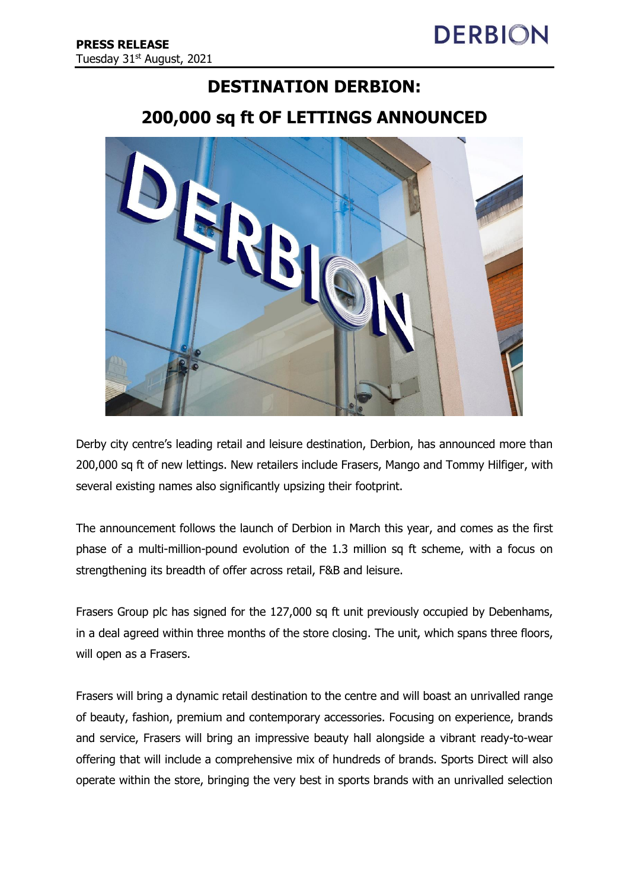**PRESS RELEASE**
Tuesday 31st August, 2021

# DESTINATION DERBION:

# 200,000 sq ft OF LETTINGS ANNOUNCED

Derby city centre's leading retail and leisure destination, Derbion, has announced more than 200,000 sq ft of new lettings. New retailers include Frasers, Mango and Tommy Hilfiger, with several existing names also significantly upsizing their footprint.

The announcement follows the launch of Derbion in March this year, and comes as the first phase of a multi-million-pound evolution of the 1.3 million sq ft scheme, with a focus on strengthening its breadth of offer across retail, F&B and leisure.

Frasers Group plc has signed for the 127,000 sq ft unit previously occupied by Debenhams, in a deal agreed within three months of the store closing. The unit, which spans three floors, will open as a Frasers.

Frasers will bring a dynamic retail destination to the centre and will boast an unrivalled range of beauty, fashion, premium and contemporary accessories. Focusing on experience, brands and service, Frasers will bring an impressive beauty hall alongside a vibrant ready-to-wear offering that will include a comprehensive mix of hundreds of brands. Sports Direct will also operate within the store, bringing the very best in sports brands with an unrivalled selection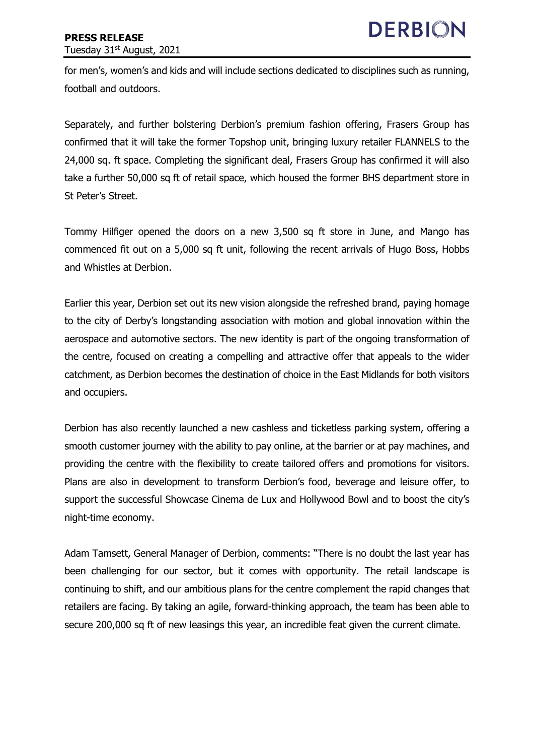for men's, women's and kids and will include sections dedicated to disciplines such as running, football and outdoors.

Separately, and further bolstering Derbion's premium fashion offering, Frasers Group has confirmed that it will take the former Topshop unit, bringing luxury retailer FLANNELS to the 24,000 sq. ft space. Completing the significant deal, Frasers Group has confirmed it will also take a further 50,000 sq ft of retail space, which housed the former BHS department store in St Peter's Street.

Tommy Hilfiger opened the doors on a new 3,500 sq ft store in June, and Mango has commenced fit out on a 5,000 sq ft unit, following the recent arrivals of Hugo Boss, Hobbs and Whistles at Derbion.

Earlier this year, Derbion set out its new vision alongside the refreshed brand, paying homage to the city of Derby's longstanding association with motion and global innovation within the aerospace and automotive sectors. The new identity is part of the ongoing transformation of the centre, focused on creating a compelling and attractive offer that appeals to the wider catchment, as Derbion becomes the destination of choice in the East Midlands for both visitors and occupiers.

Derbion has also recently launched a new cashless and ticketless parking system, offering a smooth customer journey with the ability to pay online, at the barrier or at pay machines, and providing the centre with the flexibility to create tailored offers and promotions for visitors. Plans are also in development to transform Derbion's food, beverage and leisure offer, to support the successful Showcase Cinema de Lux and Hollywood Bowl and to boost the city's night-time economy.

Adam Tamsett, General Manager of Derbion, comments: "There is no doubt the last year has been challenging for our sector, but it comes with opportunity. The retail landscape is continuing to shift, and our ambitious plans for the centre complement the rapid changes that retailers are facing. By taking an agile, forward-thinking approach, the team has been able to secure 200,000 sq ft of new leasings this year, an incredible feat given the current climate.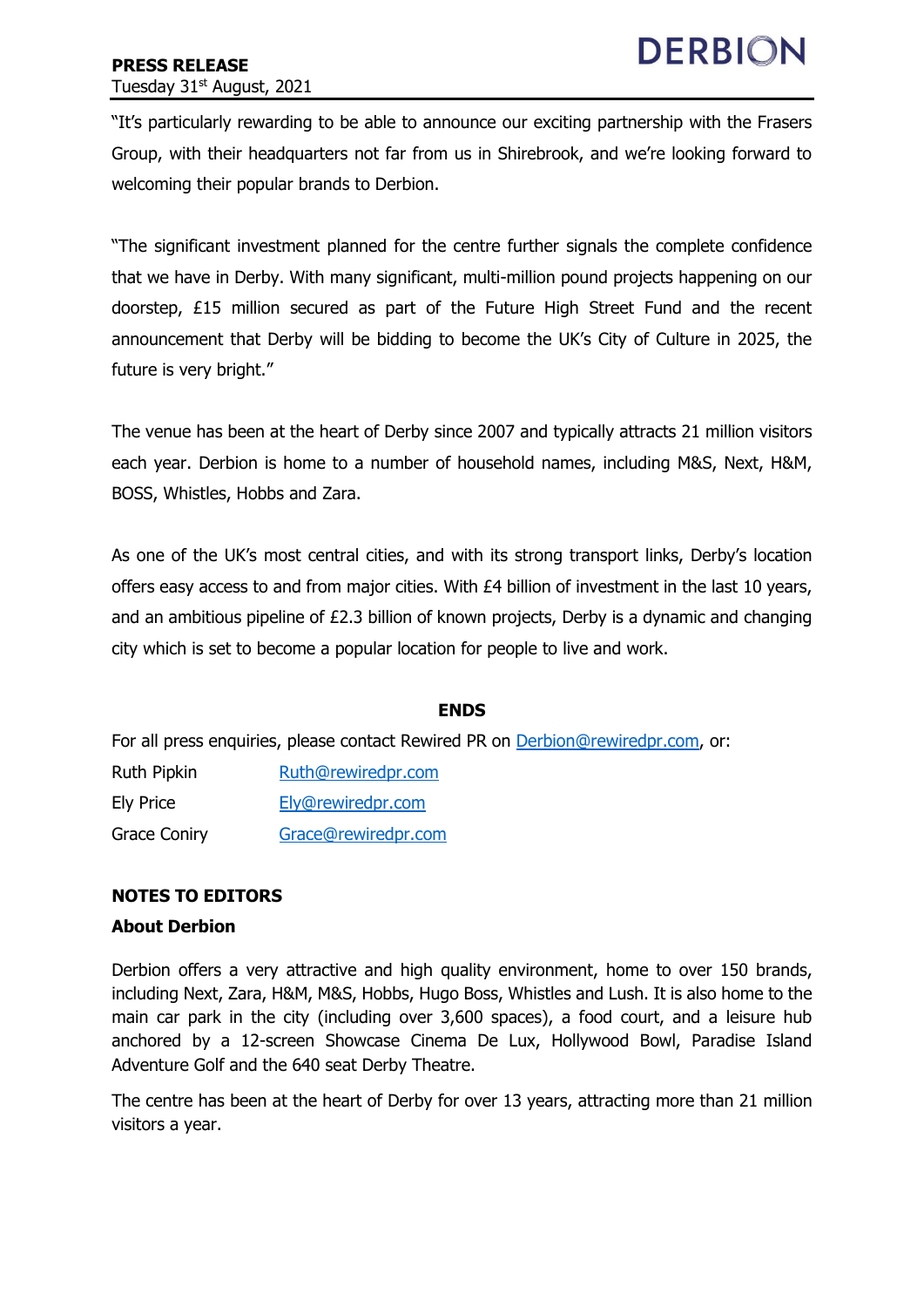"It's particularly rewarding to be able to announce our exciting partnership with the Frasers Group, with their headquarters not far from us in Shirebrook, and we're looking forward to welcoming their popular brands to Derbion.

"The significant investment planned for the centre further signals the complete confidence that we have in Derby. With many significant, multi-million pound projects happening on our doorstep, £15 million secured as part of the Future High Street Fund and the recent announcement that Derby will be bidding to become the UK's City of Culture in 2025, the future is very bright."

The venue has been at the heart of Derby since 2007 and typically attracts 21 million visitors each year. Derbion is home to a number of household names, including M&S, Next, H&M, BOSS, Whistles, Hobbs and Zara.

As one of the UK's most central cities, and with its strong transport links, Derby's location offers easy access to and from major cities. With £4 billion of investment in the last 10 years, and an ambitious pipeline of £2.3 billion of known projects, Derby is a dynamic and changing city which is set to become a popular location for people to live and work.

**ENDS**

For all press enquiries, please contact Rewired PR on Derbion@rewiredpr.com, or:

| | |
|---|---|
| Ruth Pipkin | Ruth@rewiredpr.com |
| Ely Price | Ely@rewiredpr.com |
| Grace Coniry | Grace@rewiredpr.com |

## NOTES TO EDITORS

### About Derbion

Derbion offers a very attractive and high quality environment, home to over 150 brands, including Next, Zara, H&M, M&S, Hobbs, Hugo Boss, Whistles and Lush. It is also home to the main car park in the city (including over 3,600 spaces), a food court, and a leisure hub anchored by a 12-screen Showcase Cinema De Lux, Hollywood Bowl, Paradise Island Adventure Golf and the 640 seat Derby Theatre.

The centre has been at the heart of Derby for over 13 years, attracting more than 21 million visitors a year.